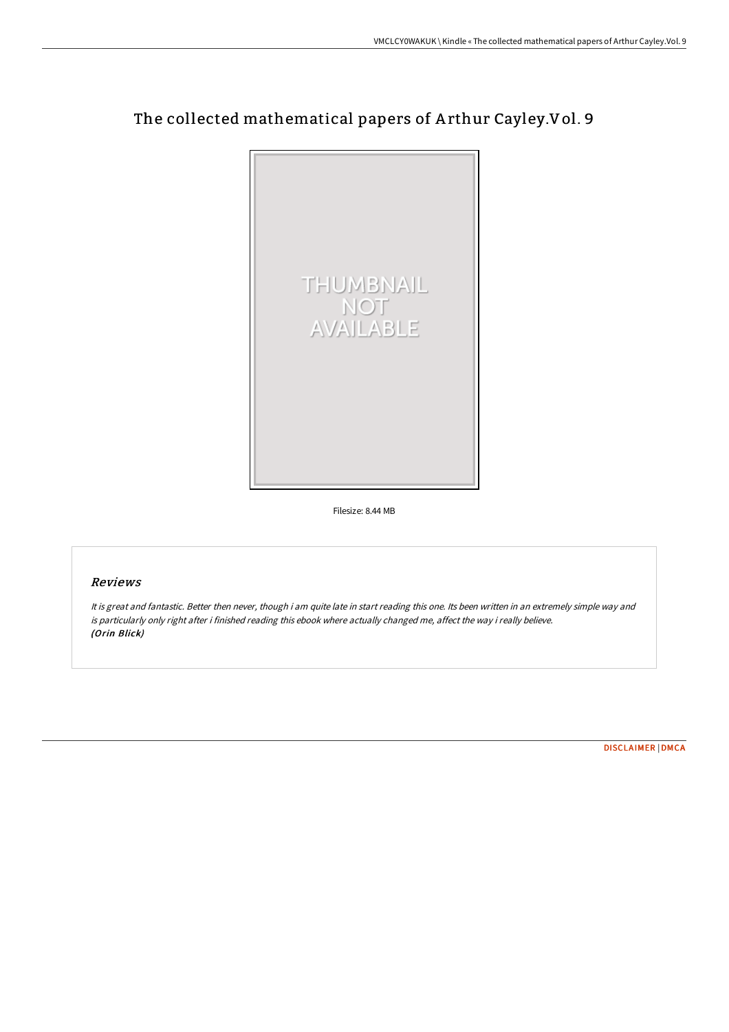# The collected mathematical papers of Arthur Cayley.Vol. 9

Filesize: 8.44 MB

## Reviews

*It is great and fantastic. Better then never, though i am quite late in start reading this one. Its been written in an extremely simple way and is particularly only right after i finished reading this ebook where actually changed me, affect the way i really believe.*
***(Orin Blick)***

[DISCLAIMER](#) | [DMCA](#)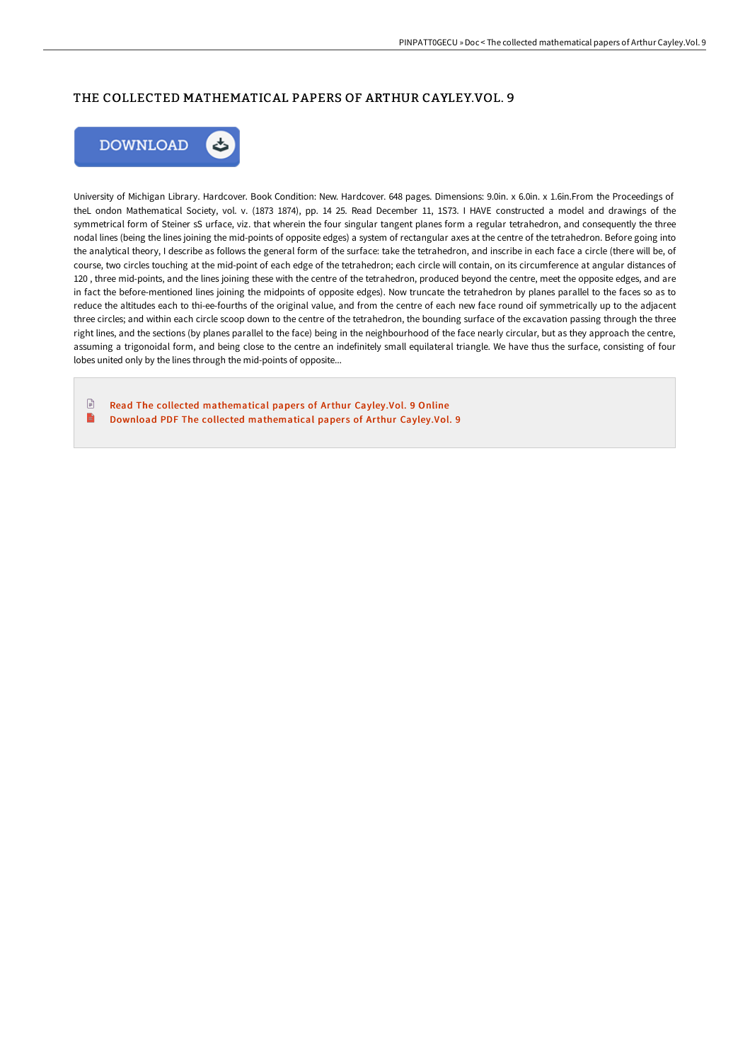# THE COLLECTED MATHEMATICAL PAPERS OF ARTHUR CAYLEY.VOL. 9

University of Michigan Library. Hardcover. Book Condition: New. Hardcover. 648 pages. Dimensions: 9.0in. x 6.0in. x 1.6in.From the Proceedings of theL ondon Mathematical Society, vol. v. (1873 1874), pp. 14 25. Read December 11, 1S73. I HAVE constructed a model and drawings of the symmetrical form of Steiner sS urface, viz. that wherein the four singular tangent planes form a regular tetrahedron, and consequently the three nodal lines (being the lines joining the mid-points of opposite edges) a system of rectangular axes at the centre of the tetrahedron. Before going into the analytical theory, I describe as follows the general form of the surface: take the tetrahedron, and inscribe in each face a circle (there will be, of course, two circles touching at the mid-point of each edge of the tetrahedron; each circle will contain, on its circumference at angular distances of 120 , three mid-points, and the lines joining these with the centre of the tetrahedron, produced beyond the centre, meet the opposite edges, and are in fact the before-mentioned lines joining the midpoints of opposite edges). Now truncate the tetrahedron by planes parallel to the faces so as to reduce the altitudes each to thi-ee-fourths of the original value, and from the centre of each new face round oif symmetrically up to the adjacent three circles; and within each circle scoop down to the centre of the tetrahedron, the bounding surface of the excavation passing through the three right lines, and the sections (by planes parallel to the face) being in the neighbourhood of the face nearly circular, but as they approach the centre, assuming a trigonoidal form, and being close to the centre an indefinitely small equilateral triangle. We have thus the surface, consisting of four lobes united only by the lines through the mid-points of opposite...

Read The collected mathematical papers of Arthur Cayley.Vol. 9 Online

Download PDF The collected mathematical papers of Arthur Cayley.Vol. 9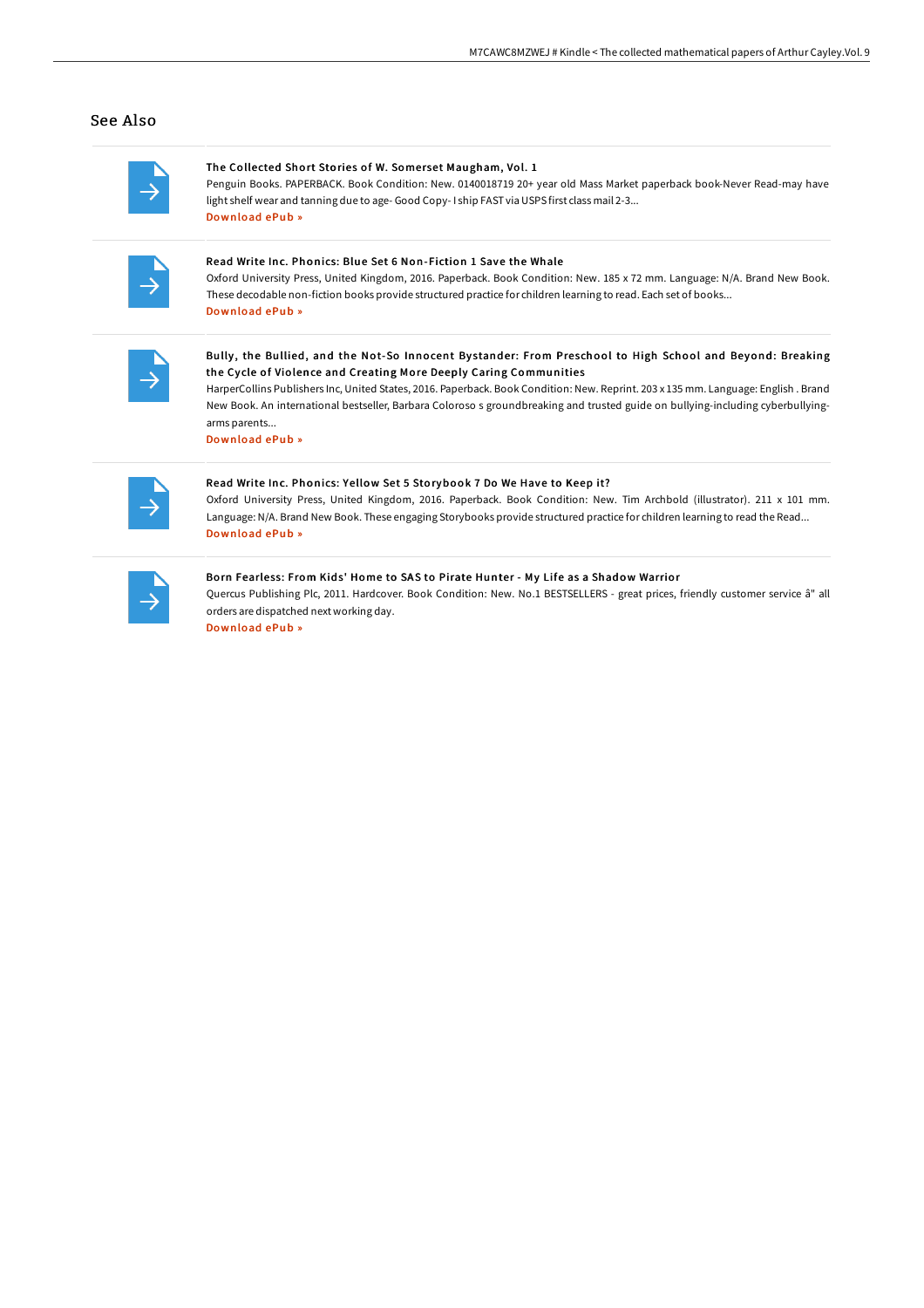## See Also

### The Collected Short Stories of W. Somerset Maugham, Vol. 1

Penguin Books. PAPERBACK. Book Condition: New. 0140018719 20+ year old Mass Market paperback book-Never Read-may have light shelf wear and tanning due to age- Good Copy- I ship FAST via USPS first class mail 2-3...

Download ePub »

### Read Write Inc. Phonics: Blue Set 6 Non-Fiction 1 Save the Whale

Oxford University Press, United Kingdom, 2016. Paperback. Book Condition: New. 185 x 72 mm. Language: N/A. Brand New Book. These decodable non-fiction books provide structured practice for children learning to read. Each set of books...

Download ePub »

### Bully, the Bullied, and the Not-So Innocent Bystander: From Preschool to High School and Beyond: Breaking the Cycle of Violence and Creating More Deeply Caring Communities

HarperCollins Publishers Inc, United States, 2016. Paperback. Book Condition: New. Reprint. 203 x 135 mm. Language: English . Brand New Book. An international bestseller, Barbara Coloroso s groundbreaking and trusted guide on bullying-including cyberbullying-arms parents...

Download ePub »

### Read Write Inc. Phonics: Yellow Set 5 Storybook 7 Do We Have to Keep it?

Oxford University Press, United Kingdom, 2016. Paperback. Book Condition: New. Tim Archbold (illustrator). 211 x 101 mm. Language: N/A. Brand New Book. These engaging Storybooks provide structured practice for children learning to read the Read...

Download ePub »

### Born Fearless: From Kids' Home to SAS to Pirate Hunter - My Life as a Shadow Warrior

Quercus Publishing Plc, 2011. Hardcover. Book Condition: New. No.1 BESTSELLERS - great prices, friendly customer service â" all orders are dispatched next working day.

Download ePub »